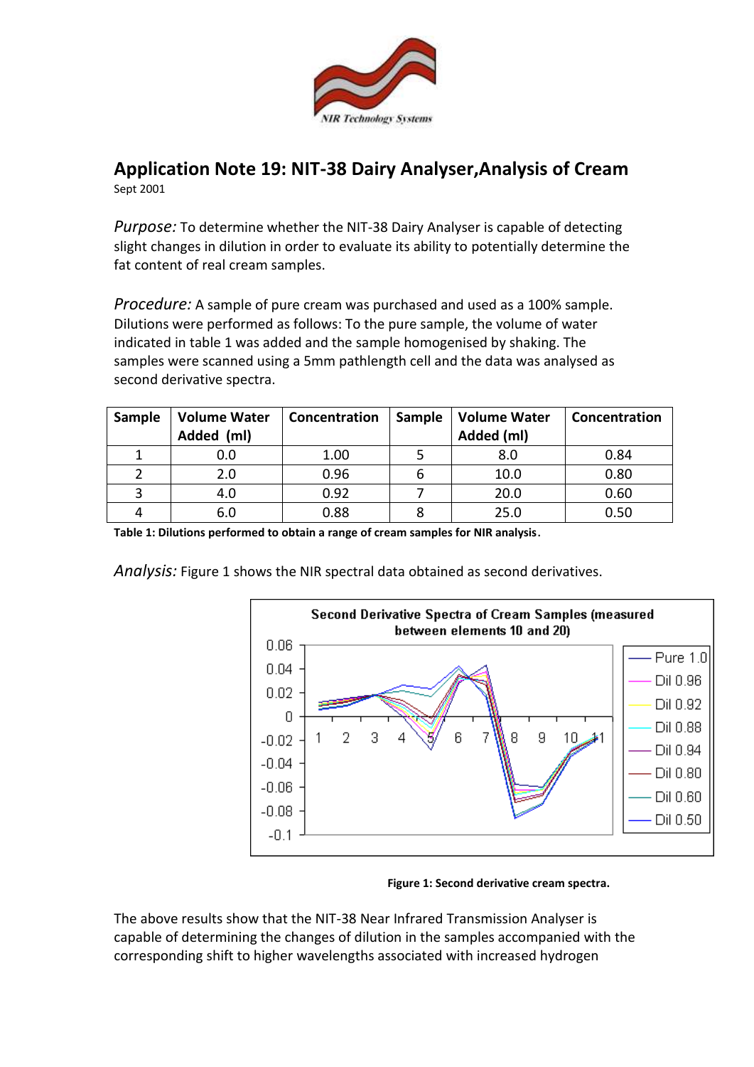NIR Technology Systems

# Application Note 19: NIT-38 Dairy Analyser,Analysis of Cream

Sept 2001

*Purpose:* To determine whether the NIT-38 Dairy Analyser is capable of detecting slight changes in dilution in order to evaluate its ability to potentially determine the fat content of real cream samples.

*Procedure:* A sample of pure cream was purchased and used as a 100% sample. Dilutions were performed as follows: To the pure sample, the volume of water indicated in table 1 was added and the sample homogenised by shaking. The samples were scanned using a 5mm pathlength cell and the data was analysed as second derivative spectra.

| Sample | Volume Water Added (ml) | Concentration | Sample | Volume Water Added (ml) | Concentration |
|---|---|---|---|---|---|
| 1 | 0.0 | 1.00 | 5 | 8.0 | 0.84 |
| 2 | 2.0 | 0.96 | 6 | 10.0 | 0.80 |
| 3 | 4.0 | 0.92 | 7 | 20.0 | 0.60 |
| 4 | 6.0 | 0.88 | 8 | 25.0 | 0.50 |

**Table 1: Dilutions performed to obtain a range of cream samples for NIR analysis.**

*Analysis:* Figure 1 shows the NIR spectral data obtained as second derivatives.

**Figure 1: Second derivative cream spectra.**

The above results show that the NIT-38 Near Infrared Transmission Analyser is capable of determining the changes of dilution in the samples accompanied with the corresponding shift to higher wavelengths associated with increased hydrogen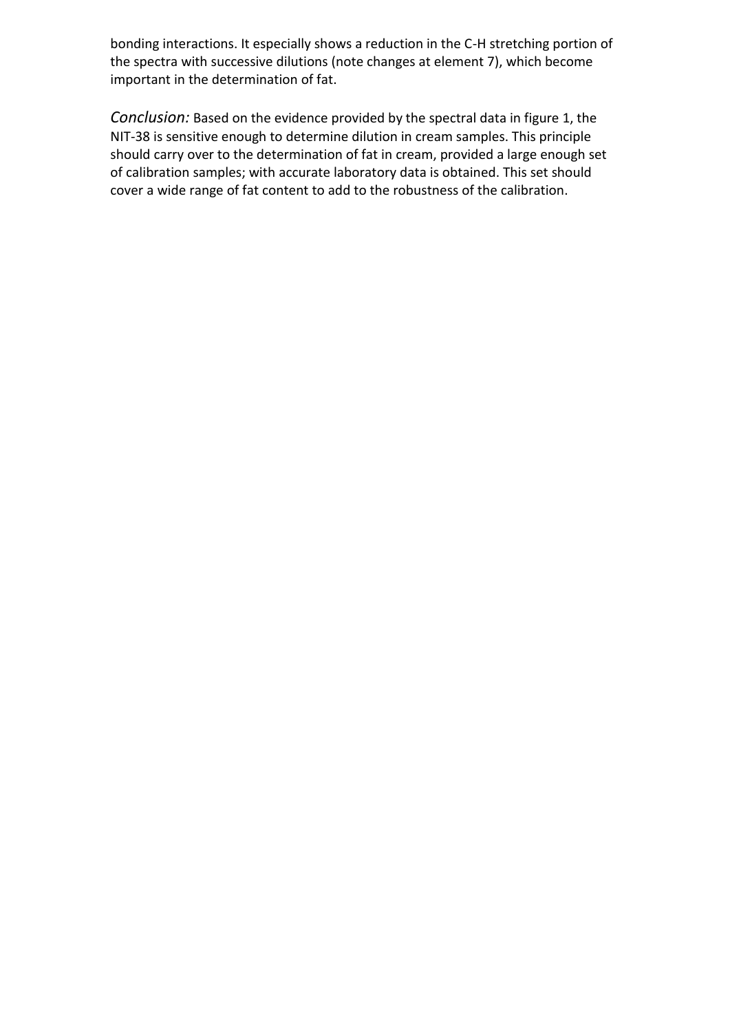bonding interactions. It especially shows a reduction in the C-H stretching portion of the spectra with successive dilutions (note changes at element 7), which become important in the determination of fat.

*Conclusion:* Based on the evidence provided by the spectral data in figure 1, the NIT-38 is sensitive enough to determine dilution in cream samples. This principle should carry over to the determination of fat in cream, provided a large enough set of calibration samples; with accurate laboratory data is obtained. This set should cover a wide range of fat content to add to the robustness of the calibration.